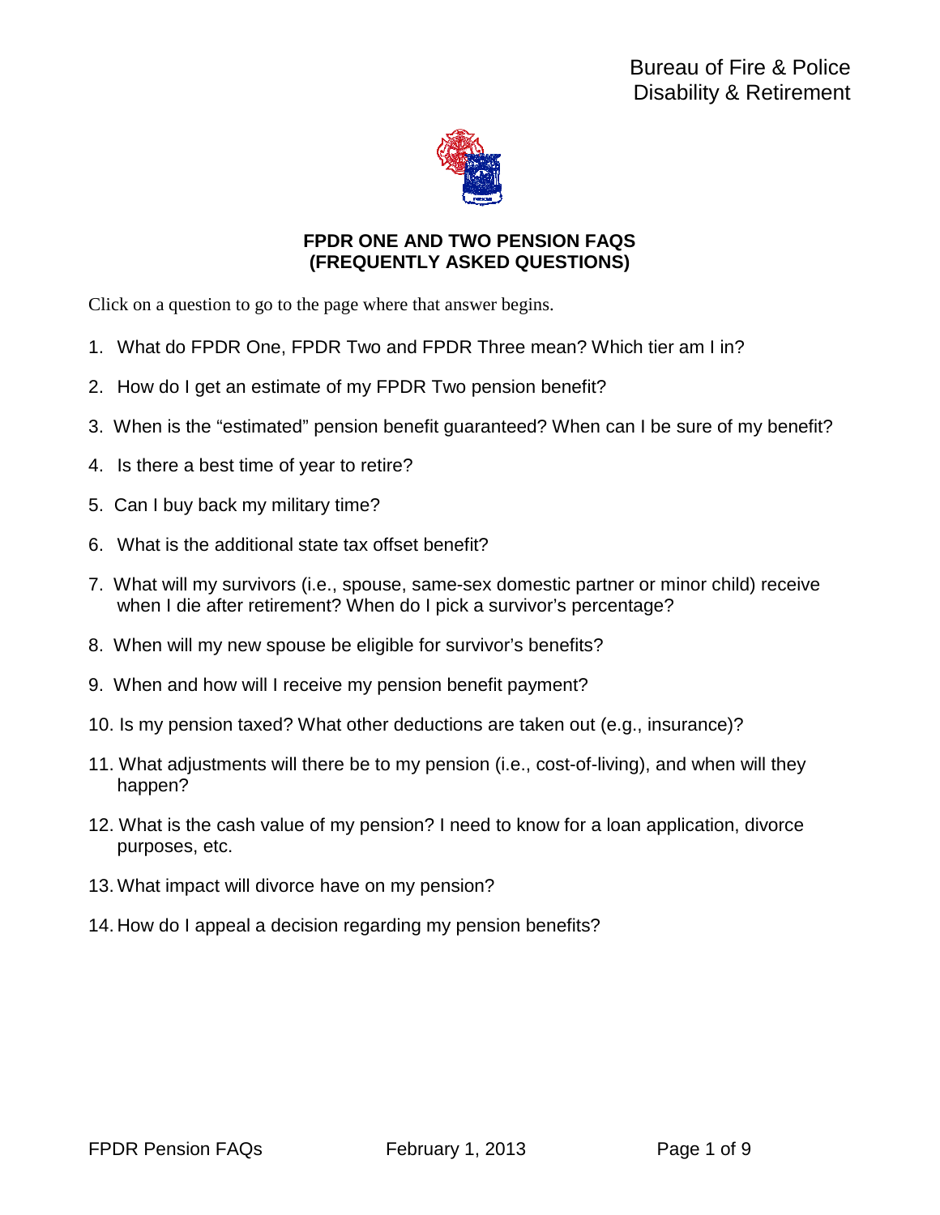Bureau of Fire & Police
Disability & Retirement

# FPDR ONE AND TWO PENSION FAQS (FREQUENTLY ASKED QUESTIONS)

Click on a question to go to the page where that answer begins.

1. What do FPDR One, FPDR Two and FPDR Three mean? Which tier am I in?
2. How do I get an estimate of my FPDR Two pension benefit?
3. When is the "estimated" pension benefit guaranteed? When can I be sure of my benefit?
4. Is there a best time of year to retire?
5. Can I buy back my military time?
6. What is the additional state tax offset benefit?
7. What will my survivors (i.e., spouse, same-sex domestic partner or minor child) receive when I die after retirement? When do I pick a survivor's percentage?
8. When will my new spouse be eligible for survivor's benefits?
9. When and how will I receive my pension benefit payment?
10. Is my pension taxed? What other deductions are taken out (e.g., insurance)?
11. What adjustments will there be to my pension (i.e., cost-of-living), and when will they happen?
12. What is the cash value of my pension? I need to know for a loan application, divorce purposes, etc.
13. What impact will divorce have on my pension?
14. How do I appeal a decision regarding my pension benefits?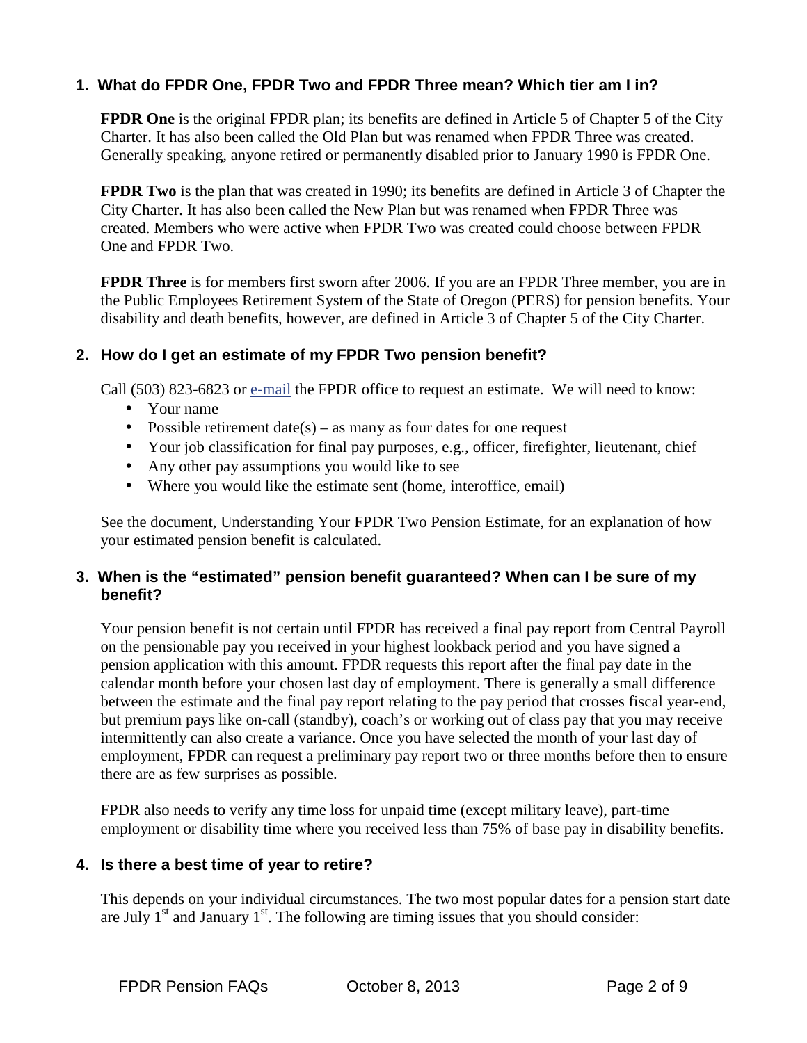## 1. What do FPDR One, FPDR Two and FPDR Three mean? Which tier am I in?

**FPDR One** is the original FPDR plan; its benefits are defined in Article 5 of Chapter 5 of the City Charter. It has also been called the Old Plan but was renamed when FPDR Three was created. Generally speaking, anyone retired or permanently disabled prior to January 1990 is FPDR One.

**FPDR Two** is the plan that was created in 1990; its benefits are defined in Article 3 of Chapter the City Charter. It has also been called the New Plan but was renamed when FPDR Three was created. Members who were active when FPDR Two was created could choose between FPDR One and FPDR Two.

**FPDR Three** is for members first sworn after 2006. If you are an FPDR Three member, you are in the Public Employees Retirement System of the State of Oregon (PERS) for pension benefits. Your disability and death benefits, however, are defined in Article 3 of Chapter 5 of the City Charter.

## 2. How do I get an estimate of my FPDR Two pension benefit?

Call (503) 823-6823 or e-mail the FPDR office to request an estimate. We will need to know:

- Your name
- Possible retirement date(s) – as many as four dates for one request
- Your job classification for final pay purposes, e.g., officer, firefighter, lieutenant, chief
- Any other pay assumptions you would like to see
- Where you would like the estimate sent (home, interoffice, email)

See the document, Understanding Your FPDR Two Pension Estimate, for an explanation of how your estimated pension benefit is calculated.

## 3. When is the "estimated" pension benefit guaranteed? When can I be sure of my benefit?

Your pension benefit is not certain until FPDR has received a final pay report from Central Payroll on the pensionable pay you received in your highest lookback period and you have signed a pension application with this amount. FPDR requests this report after the final pay date in the calendar month before your chosen last day of employment. There is generally a small difference between the estimate and the final pay report relating to the pay period that crosses fiscal year-end, but premium pays like on-call (standby), coach's or working out of class pay that you may receive intermittently can also create a variance. Once you have selected the month of your last day of employment, FPDR can request a preliminary pay report two or three months before then to ensure there are as few surprises as possible.

FPDR also needs to verify any time loss for unpaid time (except military leave), part-time employment or disability time where you received less than 75% of base pay in disability benefits.

## 4. Is there a best time of year to retire?

This depends on your individual circumstances. The two most popular dates for a pension start date are July 1st and January 1st. The following are timing issues that you should consider: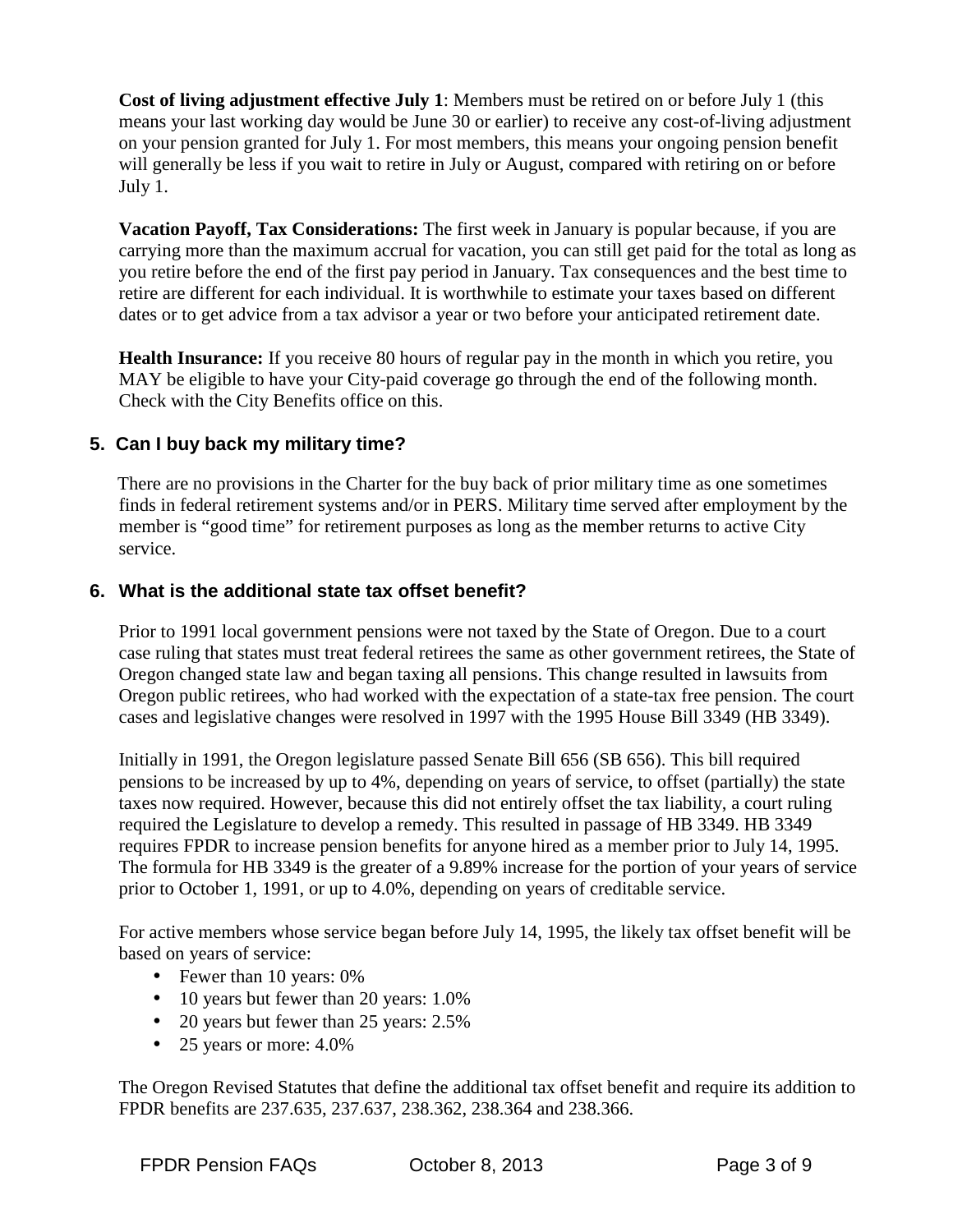**Cost of living adjustment effective July 1**: Members must be retired on or before July 1 (this means your last working day would be June 30 or earlier) to receive any cost-of-living adjustment on your pension granted for July 1. For most members, this means your ongoing pension benefit will generally be less if you wait to retire in July or August, compared with retiring on or before July 1.

**Vacation Payoff, Tax Considerations:** The first week in January is popular because, if you are carrying more than the maximum accrual for vacation, you can still get paid for the total as long as you retire before the end of the first pay period in January. Tax consequences and the best time to retire are different for each individual. It is worthwhile to estimate your taxes based on different dates or to get advice from a tax advisor a year or two before your anticipated retirement date.

**Health Insurance:** If you receive 80 hours of regular pay in the month in which you retire, you MAY be eligible to have your City-paid coverage go through the end of the following month. Check with the City Benefits office on this.

### 5. Can I buy back my military time?

There are no provisions in the Charter for the buy back of prior military time as one sometimes finds in federal retirement systems and/or in PERS. Military time served after employment by the member is "good time" for retirement purposes as long as the member returns to active City service.

### 6. What is the additional state tax offset benefit?

Prior to 1991 local government pensions were not taxed by the State of Oregon. Due to a court case ruling that states must treat federal retirees the same as other government retirees, the State of Oregon changed state law and began taxing all pensions. This change resulted in lawsuits from Oregon public retirees, who had worked with the expectation of a state-tax free pension. The court cases and legislative changes were resolved in 1997 with the 1995 House Bill 3349 (HB 3349).

Initially in 1991, the Oregon legislature passed Senate Bill 656 (SB 656). This bill required pensions to be increased by up to 4%, depending on years of service, to offset (partially) the state taxes now required. However, because this did not entirely offset the tax liability, a court ruling required the Legislature to develop a remedy. This resulted in passage of HB 3349. HB 3349 requires FPDR to increase pension benefits for anyone hired as a member prior to July 14, 1995. The formula for HB 3349 is the greater of a 9.89% increase for the portion of your years of service prior to October 1, 1991, or up to 4.0%, depending on years of creditable service.

For active members whose service began before July 14, 1995, the likely tax offset benefit will be based on years of service:

- Fewer than 10 years: 0%
- 10 years but fewer than 20 years: 1.0%
- 20 years but fewer than 25 years: 2.5%
- 25 years or more: 4.0%

The Oregon Revised Statutes that define the additional tax offset benefit and require its addition to FPDR benefits are 237.635, 237.637, 238.362, 238.364 and 238.366.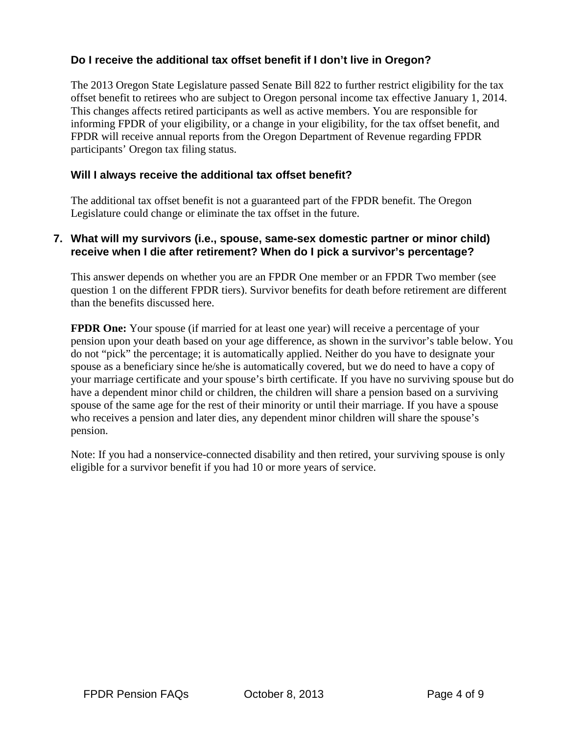### Do I receive the additional tax offset benefit if I don't live in Oregon?

The 2013 Oregon State Legislature passed Senate Bill 822 to further restrict eligibility for the tax offset benefit to retirees who are subject to Oregon personal income tax effective January 1, 2014. This changes affects retired participants as well as active members. You are responsible for informing FPDR of your eligibility, or a change in your eligibility, for the tax offset benefit, and FPDR will receive annual reports from the Oregon Department of Revenue regarding FPDR participants' Oregon tax filing status.

### Will I always receive the additional tax offset benefit?

The additional tax offset benefit is not a guaranteed part of the FPDR benefit. The Oregon Legislature could change or eliminate the tax offset in the future.

## 7. What will my survivors (i.e., spouse, same-sex domestic partner or minor child) receive when I die after retirement? When do I pick a survivor's percentage?

This answer depends on whether you are an FPDR One member or an FPDR Two member (see question 1 on the different FPDR tiers). Survivor benefits for death before retirement are different than the benefits discussed here.

**FPDR One:** Your spouse (if married for at least one year) will receive a percentage of your pension upon your death based on your age difference, as shown in the survivor's table below. You do not "pick" the percentage; it is automatically applied. Neither do you have to designate your spouse as a beneficiary since he/she is automatically covered, but we do need to have a copy of your marriage certificate and your spouse's birth certificate. If you have no surviving spouse but do have a dependent minor child or children, the children will share a pension based on a surviving spouse of the same age for the rest of their minority or until their marriage. If you have a spouse who receives a pension and later dies, any dependent minor children will share the spouse's pension.

Note: If you had a nonservice-connected disability and then retired, your surviving spouse is only eligible for a survivor benefit if you had 10 or more years of service.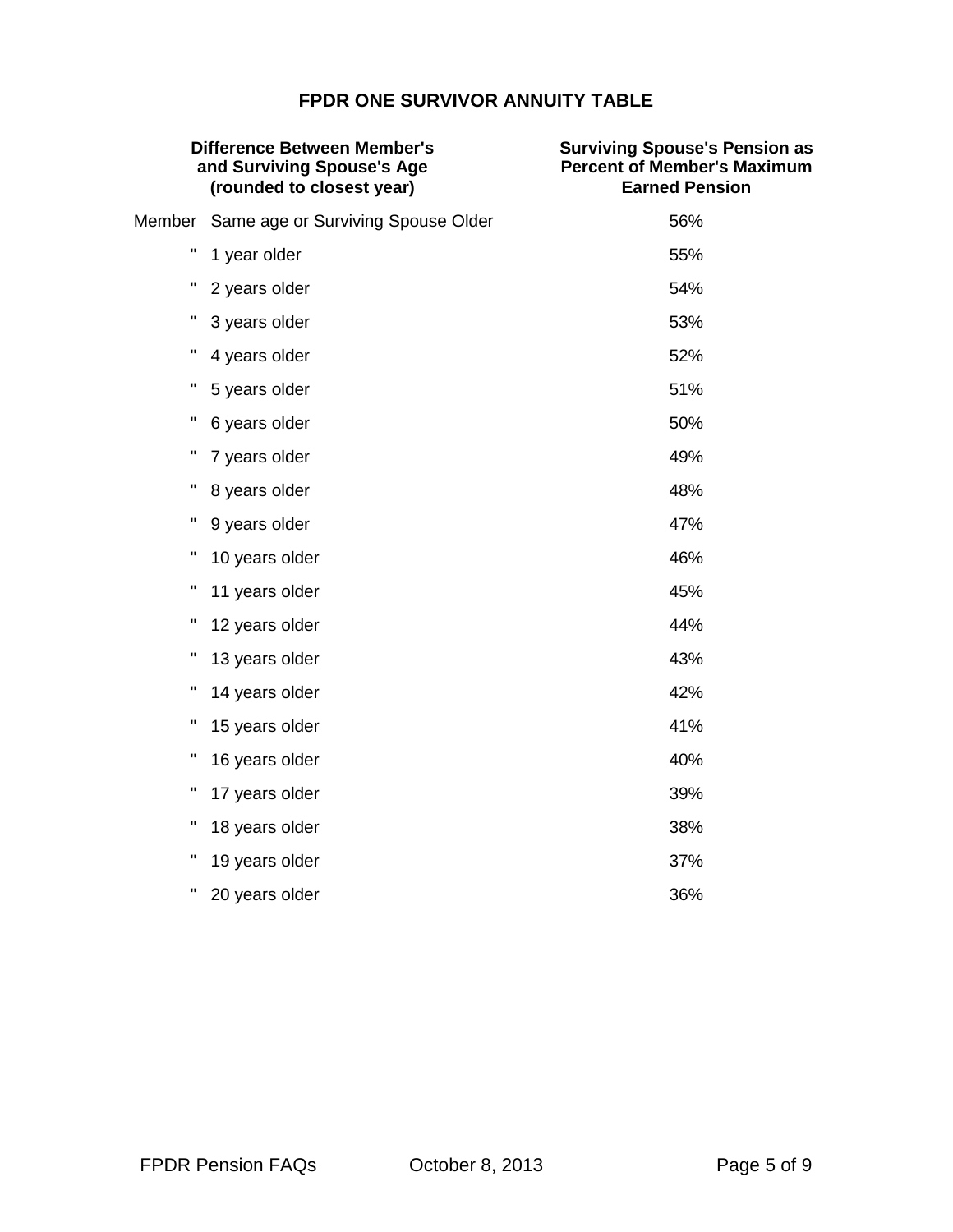## FPDR ONE SURVIVOR ANNUITY TABLE

| Difference Between Member's and Surviving Spouse's Age (rounded to closest year) | | Surviving Spouse's Pension as Percent of Member's Maximum Earned Pension |
|---|---|---|
| Member | Same age or Surviving Spouse Older | 56% |
| " | 1 year older | 55% |
| " | 2 years older | 54% |
| " | 3 years older | 53% |
| " | 4 years older | 52% |
| " | 5 years older | 51% |
| " | 6 years older | 50% |
| " | 7 years older | 49% |
| " | 8 years older | 48% |
| " | 9 years older | 47% |
| " | 10 years older | 46% |
| " | 11 years older | 45% |
| " | 12 years older | 44% |
| " | 13 years older | 43% |
| " | 14 years older | 42% |
| " | 15 years older | 41% |
| " | 16 years older | 40% |
| " | 17 years older | 39% |
| " | 18 years older | 38% |
| " | 19 years older | 37% |
| " | 20 years older | 36% |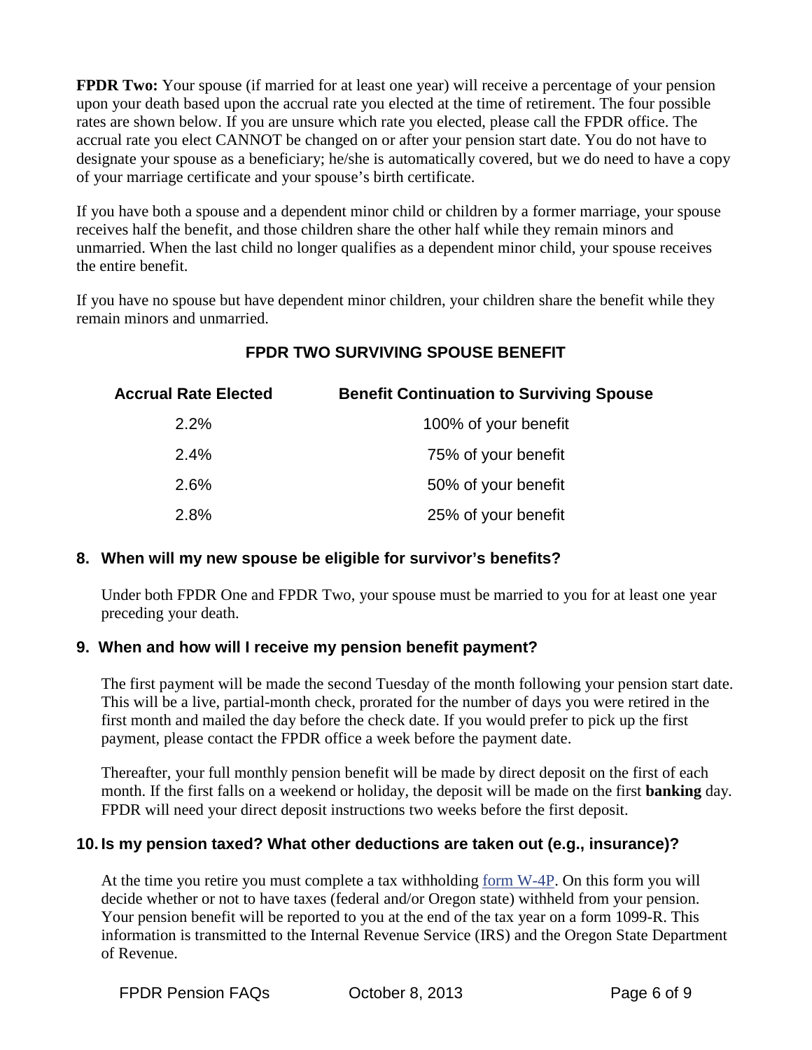**FPDR Two:** Your spouse (if married for at least one year) will receive a percentage of your pension upon your death based upon the accrual rate you elected at the time of retirement. The four possible rates are shown below. If you are unsure which rate you elected, please call the FPDR office. The accrual rate you elect CANNOT be changed on or after your pension start date. You do not have to designate your spouse as a beneficiary; he/she is automatically covered, but we do need to have a copy of your marriage certificate and your spouse's birth certificate.

If you have both a spouse and a dependent minor child or children by a former marriage, your spouse receives half the benefit, and those children share the other half while they remain minors and unmarried. When the last child no longer qualifies as a dependent minor child, your spouse receives the entire benefit.

If you have no spouse but have dependent minor children, your children share the benefit while they remain minors and unmarried.

**FPDR TWO SURVIVING SPOUSE BENEFIT**

| Accrual Rate Elected | Benefit Continuation to Surviving Spouse |
|---|---|
| 2.2% | 100% of your benefit |
| 2.4% | 75% of your benefit |
| 2.6% | 50% of your benefit |
| 2.8% | 25% of your benefit |

### 8. When will my new spouse be eligible for survivor's benefits?

Under both FPDR One and FPDR Two, your spouse must be married to you for at least one year preceding your death.

### 9. When and how will I receive my pension benefit payment?

The first payment will be made the second Tuesday of the month following your pension start date. This will be a live, partial-month check, prorated for the number of days you were retired in the first month and mailed the day before the check date. If you would prefer to pick up the first payment, please contact the FPDR office a week before the payment date.

Thereafter, your full monthly pension benefit will be made by direct deposit on the first of each month. If the first falls on a weekend or holiday, the deposit will be made on the first **banking** day. FPDR will need your direct deposit instructions two weeks before the first deposit.

### 10. Is my pension taxed? What other deductions are taken out (e.g., insurance)?

At the time you retire you must complete a tax withholding form W-4P. On this form you will decide whether or not to have taxes (federal and/or Oregon state) withheld from your pension. Your pension benefit will be reported to you at the end of the tax year on a form 1099-R. This information is transmitted to the Internal Revenue Service (IRS) and the Oregon State Department of Revenue.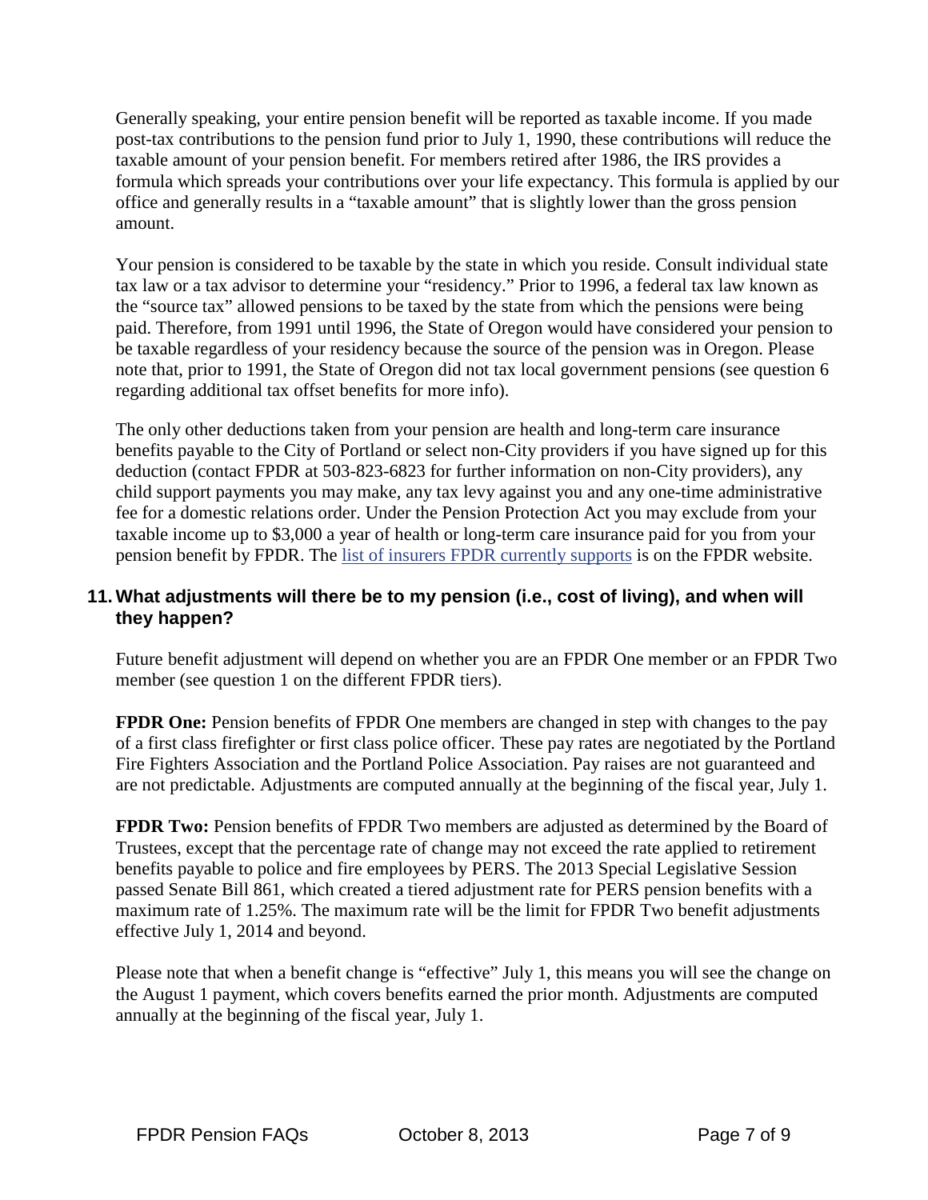Generally speaking, your entire pension benefit will be reported as taxable income. If you made post-tax contributions to the pension fund prior to July 1, 1990, these contributions will reduce the taxable amount of your pension benefit. For members retired after 1986, the IRS provides a formula which spreads your contributions over your life expectancy. This formula is applied by our office and generally results in a "taxable amount" that is slightly lower than the gross pension amount.

Your pension is considered to be taxable by the state in which you reside. Consult individual state tax law or a tax advisor to determine your "residency." Prior to 1996, a federal tax law known as the "source tax" allowed pensions to be taxed by the state from which the pensions were being paid. Therefore, from 1991 until 1996, the State of Oregon would have considered your pension to be taxable regardless of your residency because the source of the pension was in Oregon. Please note that, prior to 1991, the State of Oregon did not tax local government pensions (see question 6 regarding additional tax offset benefits for more info).

The only other deductions taken from your pension are health and long-term care insurance benefits payable to the City of Portland or select non-City providers if you have signed up for this deduction (contact FPDR at 503-823-6823 for further information on non-City providers), any child support payments you may make, any tax levy against you and any one-time administrative fee for a domestic relations order. Under the Pension Protection Act you may exclude from your taxable income up to $3,000 a year of health or long-term care insurance paid for you from your pension benefit by FPDR. The list of insurers FPDR currently supports is on the FPDR website.

### 11. What adjustments will there be to my pension (i.e., cost of living), and when will they happen?

Future benefit adjustment will depend on whether you are an FPDR One member or an FPDR Two member (see question 1 on the different FPDR tiers).

**FPDR One:** Pension benefits of FPDR One members are changed in step with changes to the pay of a first class firefighter or first class police officer. These pay rates are negotiated by the Portland Fire Fighters Association and the Portland Police Association. Pay raises are not guaranteed and are not predictable. Adjustments are computed annually at the beginning of the fiscal year, July 1.

**FPDR Two:** Pension benefits of FPDR Two members are adjusted as determined by the Board of Trustees, except that the percentage rate of change may not exceed the rate applied to retirement benefits payable to police and fire employees by PERS. The 2013 Special Legislative Session passed Senate Bill 861, which created a tiered adjustment rate for PERS pension benefits with a maximum rate of 1.25%. The maximum rate will be the limit for FPDR Two benefit adjustments effective July 1, 2014 and beyond.

Please note that when a benefit change is "effective" July 1, this means you will see the change on the August 1 payment, which covers benefits earned the prior month. Adjustments are computed annually at the beginning of the fiscal year, July 1.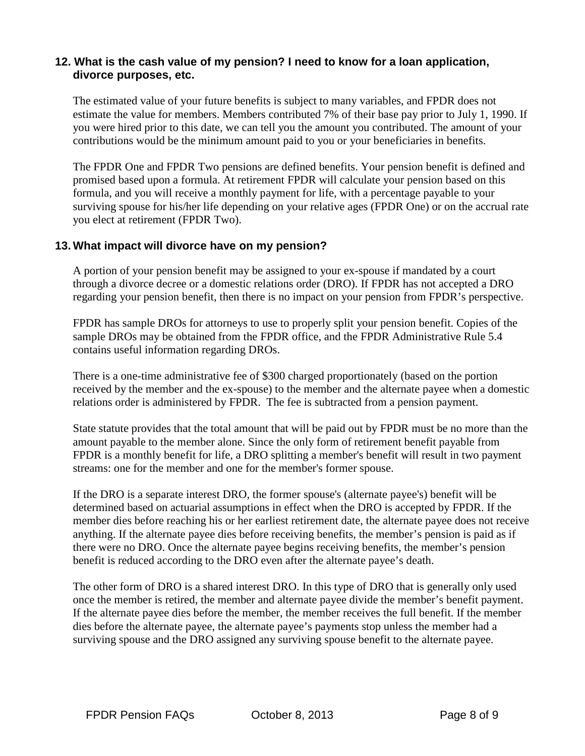### 12. What is the cash value of my pension? I need to know for a loan application, divorce purposes, etc.

The estimated value of your future benefits is subject to many variables, and FPDR does not estimate the value for members. Members contributed 7% of their base pay prior to July 1, 1990. If you were hired prior to this date, we can tell you the amount you contributed. The amount of your contributions would be the minimum amount paid to you or your beneficiaries in benefits.

The FPDR One and FPDR Two pensions are defined benefits. Your pension benefit is defined and promised based upon a formula. At retirement FPDR will calculate your pension based on this formula, and you will receive a monthly payment for life, with a percentage payable to your surviving spouse for his/her life depending on your relative ages (FPDR One) or on the accrual rate you elect at retirement (FPDR Two).

### 13. What impact will divorce have on my pension?

A portion of your pension benefit may be assigned to your ex-spouse if mandated by a court through a divorce decree or a domestic relations order (DRO). If FPDR has not accepted a DRO regarding your pension benefit, then there is no impact on your pension from FPDR's perspective.

FPDR has sample DROs for attorneys to use to properly split your pension benefit. Copies of the sample DROs may be obtained from the FPDR office, and the FPDR Administrative Rule 5.4 contains useful information regarding DROs.

There is a one-time administrative fee of $300 charged proportionately (based on the portion received by the member and the ex-spouse) to the member and the alternate payee when a domestic relations order is administered by FPDR. The fee is subtracted from a pension payment.

State statute provides that the total amount that will be paid out by FPDR must be no more than the amount payable to the member alone. Since the only form of retirement benefit payable from FPDR is a monthly benefit for life, a DRO splitting a member's benefit will result in two payment streams: one for the member and one for the member's former spouse.

If the DRO is a separate interest DRO, the former spouse's (alternate payee's) benefit will be determined based on actuarial assumptions in effect when the DRO is accepted by FPDR. If the member dies before reaching his or her earliest retirement date, the alternate payee does not receive anything. If the alternate payee dies before receiving benefits, the member's pension is paid as if there were no DRO. Once the alternate payee begins receiving benefits, the member's pension benefit is reduced according to the DRO even after the alternate payee's death.

The other form of DRO is a shared interest DRO. In this type of DRO that is generally only used once the member is retired, the member and alternate payee divide the member's benefit payment. If the alternate payee dies before the member, the member receives the full benefit. If the member dies before the alternate payee, the alternate payee's payments stop unless the member had a surviving spouse and the DRO assigned any surviving spouse benefit to the alternate payee.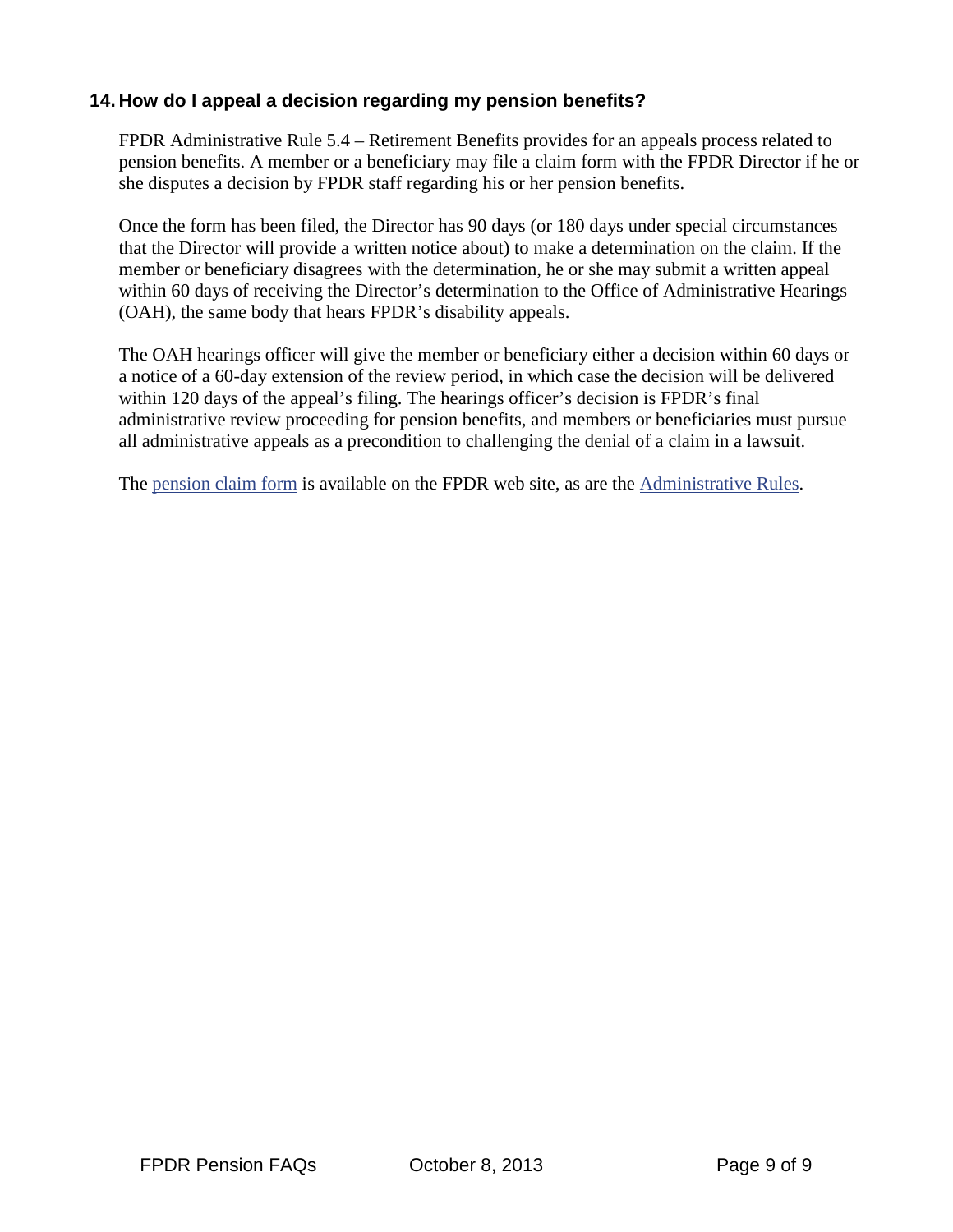### 14. How do I appeal a decision regarding my pension benefits?

FPDR Administrative Rule 5.4 – Retirement Benefits provides for an appeals process related to pension benefits. A member or a beneficiary may file a claim form with the FPDR Director if he or she disputes a decision by FPDR staff regarding his or her pension benefits.

Once the form has been filed, the Director has 90 days (or 180 days under special circumstances that the Director will provide a written notice about) to make a determination on the claim. If the member or beneficiary disagrees with the determination, he or she may submit a written appeal within 60 days of receiving the Director's determination to the Office of Administrative Hearings (OAH), the same body that hears FPDR's disability appeals.

The OAH hearings officer will give the member or beneficiary either a decision within 60 days or a notice of a 60-day extension of the review period, in which case the decision will be delivered within 120 days of the appeal's filing. The hearings officer's decision is FPDR's final administrative review proceeding for pension benefits, and members or beneficiaries must pursue all administrative appeals as a precondition to challenging the denial of a claim in a lawsuit.

The pension claim form is available on the FPDR web site, as are the Administrative Rules.